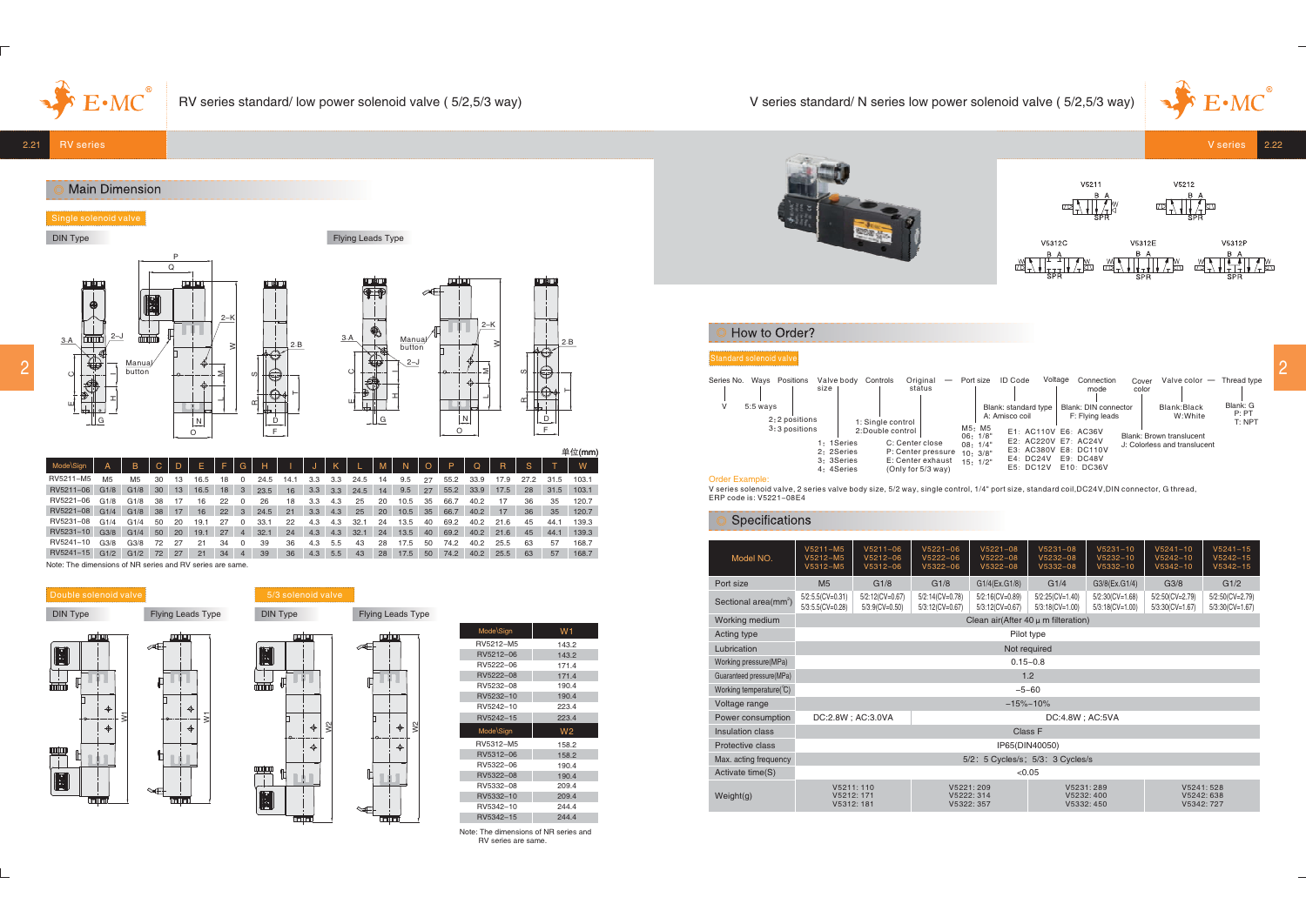# RV series standard/ low power solenoid valve ( 5/2,5/3 way)

## Main Dimension

### Single solenoid valve

DIN Type

Flying Leads Type

单位(mm)

| Mode\Sign | A | B | C | D | E | F | G | H | I | J | K | L | M | N | O | P | Q | R | S | T | W |
|---|---|---|---|---|---|---|---|---|---|---|---|---|---|---|---|---|---|---|---|---|---|
| RV5211–M5 | M5 | M5 | 30 | 13 | 16.5 | 18 | 0 | 24.5 | 14.1 | 3.3 | 3.3 | 24.5 | 14 | 9.5 | 27 | 55.2 | 33.9 | 17.9 | 27.2 | 31.5 | 103.1 |
| RV5211–06 | G1/8 | G1/8 | 30 | 13 | 16.5 | 18 | 3 | 23.5 | 16 | 3.3 | 3.3 | 24.5 | 14 | 9.5 | 27 | 55.2 | 33.9 | 17.5 | 28 | 31.5 | 103.1 |
| RV5221–06 | G1/8 | G1/8 | 38 | 17 | 16 | 22 | 0 | 26 | 18 | 3.3 | 4.3 | 25 | 20 | 10.5 | 35 | 66.7 | 40.2 | 17 | 36 | 35 | 120.7 |
| RV5221–08 | G1/4 | G1/8 | 38 | 17 | 16 | 22 | 3 | 24.5 | 21 | 3.3 | 4.3 | 25 | 20 | 10.5 | 35 | 66.7 | 40.2 | 17 | 36 | 35 | 120.7 |
| RV5231–08 | G1/4 | G1/4 | 50 | 20 | 19.1 | 27 | 0 | 33.1 | 22 | 4.3 | 4.3 | 32.1 | 24 | 13.5 | 40 | 69.2 | 40.2 | 21.6 | 45 | 44.1 | 139.3 |
| RV5231–10 | G3/8 | G1/4 | 50 | 20 | 19.1 | 27 | 4 | 32.1 | 24 | 4.3 | 4.3 | 32.1 | 24 | 13.5 | 40 | 69.2 | 40.2 | 21.6 | 45 | 44.1 | 139.3 |
| RV5241–10 | G3/8 | G3/8 | 72 | 27 | 21 | 34 | 0 | 39 | 36 | 4.3 | 5.5 | 43 | 28 | 17.5 | 50 | 74.2 | 40.2 | 25.5 | 63 | 57 | 168.7 |
| RV5241–15 | G1/2 | G1/2 | 72 | 27 | 21 | 34 | 4 | 39 | 36 | 4.3 | 5.5 | 43 | 28 | 17.5 | 50 | 74.2 | 40.2 | 25.5 | 63 | 57 | 168.7 |

Note: The dimensions of NR series and RV series are same.

### Double solenoid valve

DIN Type

Flying Leads Type

### 5/3 solenoid valve

DIN Type

Flying Leads Type

| Mode\Sign | W1 |
|---|---|
| RV5212–M5 | 143.2 |
| RV5212–06 | 143.2 |
| RV5222–06 | 171.4 |
| RV5222–08 | 171.4 |
| RV5232–08 | 190.4 |
| RV5232–10 | 190.4 |
| RV5242–10 | 223.4 |
| RV5242–15 | 223.4 |

| Mode\Sign | W2 |
|---|---|
| RV5312–M5 | 158.2 |
| RV5312–06 | 158.2 |
| RV5322–06 | 190.4 |
| RV5322–08 | 190.4 |
| RV5332–08 | 209.4 |
| RV5332–10 | 209.4 |
| RV5342–10 | 244.4 |
| RV5342–15 | 244.4 |

Note: The dimensions of NR series and RV series are same.

# V series standard/ N series low power solenoid valve ( 5/2,5/3 way)

V5211 V5212 V5312C V5312E V5312P

## How to Order?

### Standard solenoid valve

Series No. — V

Ways — 5:5 ways

Positions — 2: 2 positions; 3: 3 positions

Valve body size — 1: 1Series; 2: 2Series; 3: 3Series; 4: 4Series

Controls — 1: Single control; 2: Double control

Original status — C: Center close; P: Center pressure; E: Center exhaust (Only for 5/3 way)

Port size — M5: M5; 06: 1/8"; 08: 1/4"; 10: 3/8"; 15: 1/2"

ID Code — Blank: standard type; A: Amisco coil

Voltage — E1: AC110V; E2: AC220V; E3: AC380V; E4: DC24V; E5: DC12V; E6: AC36V; E7: AC24V; E8: DC110V; E9: DC48V; E10: DC36V

Connection mode — Blank: DIN connector; F: Flying leads

Cover color — Blank: Brown translucent; J: Colorless and translucent

Valve color — Blank: Black; W: White

Thread type — Blank: G; P: PT; T: NPT

Order Example:

V series solenoid valve, 2 series valve body size, 5/2 way, single control, 1/4" port size, standard coil, DC24V, DIN connector, G thread, ERP code is: V5221–08E4

## Specifications

| Model NO. | V5211–M5 V5212–M5 V5312–M5 | V5211–06 V5212–06 V5312–06 | V5221–06 V5222–06 V5322–06 | V5221–08 V5222–08 V5322–08 | V5231–08 V5232–08 V5332–08 | V5231–10 V5232–10 V5332–10 | V5241–10 V5242–10 V5342–10 | V5241–15 V5242–15 V5342–15 |
|---|---|---|---|---|---|---|---|---|
| Port size | M5 | G1/8 | G1/8 | G1/4(Ex.G1/8) | G1/4 | G3/8(Ex.G1/4) | G3/8 | G1/2 |
| Sectional area($mm^2$) | 5/2:5.5(CV=0.31) 5/3:5.5(CV=0.28) | 5/2:12(CV=0.67) 5/3:9(CV=0.50) | 5/2:14(CV=0.78) 5/3:12(CV=0.67) | 5/2:16(CV=0.89) 5/3:12(CV=0.67) | 5/2:25(CV=1.40) 5/3:18(CV=1.00) | 5/2:30(CV=1.68) 5/3:18(CV=1.00) | 5/2:50(CV=2.79) 5/3:30(CV=1.67) | 5/2:50(CV=2.79) 5/3:30(CV=1.67) |
| Working medium | Clean air(After 40 μ m filtration) | | | | | | | |
| Acting type | Pilot type | | | | | | | |
| Lubrication | Not required | | | | | | | |
| Working pressure(MPa) | 0.15–0.8 | | | | | | | |
| Guaranteed pressure(MPa) | 1.2 | | | | | | | |
| Working temperature(℃) | −5–60 | | | | | | | |
| Voltage range | −15%–10% | | | | | | | |
| Power consumption | DC:2.8W ; AC:3.0VA | DC:4.8W ; AC:5VA | | | | | | |
| Insulation class | Class F | | | | | | | |
| Protective class | IP65(DIN40050) | | | | | | | |
| Max. acting frequency | 5/2: 5 Cycles/s; 5/3: 3 Cycles/s | | | | | | | |
| Activate time(S) | <0.05 | | | | | | | |
| Weight(g) | V5211: 110 V5212: 171 V5312: 181 | | V5221: 209 V5222: 314 V5322: 357 | | V5231: 289 V5232: 400 V5332: 450 | | V5241: 528 V5242: 638 V5342: 727 | |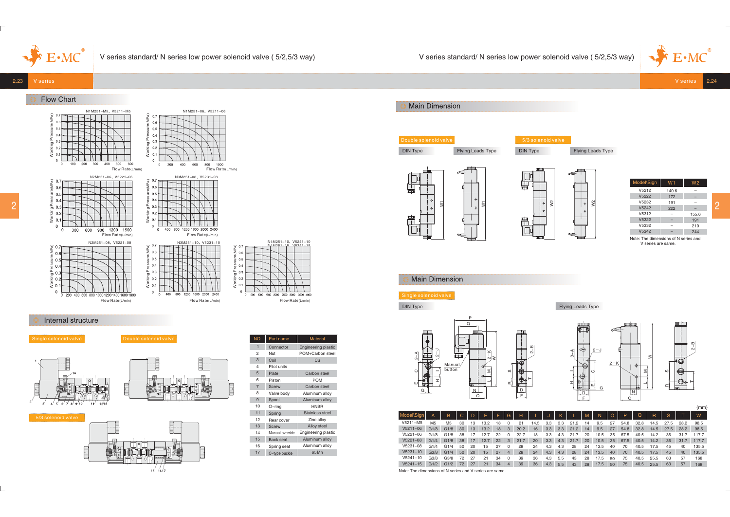## Flow Chart

N1M251-M5、V5211-M5

Working Pressure(MPa)

0.7 0.6 0.5 0.4 0.3 0.2 0.1 0

0 100 200 300 400 500 600

Flow Rate(L/min)

N1M251-06、V5211-06

Working Pressure(MPa)

0.7 0.6 0.5 0.4 0.3 0.2 0.1 0

0 200 400 600 800 1000

Flow Rate(L/min)

N2M251-06、V5221-06

Working Pressure(MPa)

0.7 0.6 0.5 0.4 0.3 0.2 0.1 0

0 300 600 900 1200 1500

Flow Rate(L/min)

N3M251-08、V5231-08

Working Pressure(MPa)

0.7 0.6 0.5 0.4 0.3 0.2 0.1 0

0 400 800 1200 1600 2000 2400

Flow Rate(L/min)

N2M251-08、V5221-08

Working Pressure(MPa)

0.7 0.6 0.5 0.4 0.3 0.2 0.1 0

0 200 400 600 800 1000 1200 1400 1600 1800

Flow Rate(L/min)

N3M251-10、V5231-10

Working Pressure(MPa)

0.7 0.6 0.5 0.4 0.3 0.2 0.1 0

0 400 800 1200 1600 2000 2400

Flow Rate(L/min)

N4M251-10、V5241-10
N4M251-15、V5241-15

Working Pressure(MPa)

0.7 0.6 0.5 0.4 0.3 0.2 0.1 0

0 500 1000 1500 2000 2500 3000 3500 4000

Flow Rate(L/min)

## Internal structure

Single solenoid valve

Double solenoid valve

5/3 solenoid valve

| NO. | Part name | Material |
|---|---|---|
| 1 | Connector | Engineering plastic |
| 2 | Nut | POM+Carbon steel |
| 3 | Coil | Cu |
| 4 | Pilot units | |
| 5 | Plate | Carbon steel |
| 6 | Piston | POM |
| 7 | Screw | Carbon steel |
| 8 | Valve body | Aluminum alloy |
| 9 | Spool | Aluminum alloy |
| 10 | O-ring | HNBR |
| 11 | Spring | Stainless steel |
| 12 | Rear cover | Zinc alloy |
| 13 | Screw | Alloy steel |
| 14 | Manual override | Engineering plastic |
| 15 | Back seat | Aluminum alloy |
| 16 | Spring seat | Aluminum alloy |
| 17 | C-type buckle | 65Mn |

## Main Dimension

Double solenoid valve: DIN Type / Flying Leads Type

5/3 solenoid valve: DIN Type / Flying Leads Type

| Model\Sign | W1 | W2 |
|---|---|---|
| V5212 | 140.6 | – |
| V5222 | 172 | – |
| V5232 | 191 | – |
| V5242 | 222 | – |
| V5312 | – | 155.6 |
| V5322 | – | 191 |
| V5332 | – | 210 |
| V5342 | – | 244 |

Note: The dimensions of N series and V series are same.

## Main Dimension

Single solenoid valve: DIN Type / Flying Leads Type

Manual button

(mm)

| Model\Sign | A | B | C | D | E | F | G | H | I | J | K | L | M | N | O | P | Q | R | S | T | W |
|---|---|---|---|---|---|---|---|---|---|---|---|---|---|---|---|---|---|---|---|---|---|
| V5211-M5 | M5 | M5 | 30 | 13 | 13.2 | 18 | 0 | 21 | 14.5 | 3.3 | 3.3 | 21.2 | 14 | 9.5 | 27 | 54.8 | 32.8 | 14.5 | 27.5 | 28.2 | 98.5 |
| V5211-06 | G1/8 | G1/8 | 30 | 13 | 13.2 | 18 | 3 | 20.2 | 16 | 3.3 | 3.3 | 21.2 | 14 | 9.5 | 27 | 54.8 | 32.8 | 14.5 | 27.5 | 28.2 | 98.5 |
| V5221-06 | G1/8 | G1/8 | 38 | 17 | 12.7 | 22 | 0 | 22.7 | 18 | 3.3 | 4.3 | 21.7 | 20 | 10.5 | 35 | 67.5 | 40.5 | 14.2 | 36 | 31.7 | 117.7 |
| V5221-08 | G1/4 | G1/8 | 38 | 17 | 12.7 | 22 | 3 | 21.7 | 20 | 3.3 | 4.3 | 21.7 | 20 | 10.5 | 35 | 67.5 | 40.5 | 14.2 | 36 | 31.7 | 117.7 |
| V5231-08 | G1/4 | G1/4 | 50 | 20 | 15 | 27 | 0 | 28 | 24 | 4.3 | 4.3 | 28 | 24 | 13.5 | 40 | 70 | 40.5 | 17.5 | 45 | 40 | 135.5 |
| V5231-10 | G3/8 | G1/4 | 50 | 20 | 15 | 27 | 4 | 28 | 24 | 4.3 | 4.3 | 28 | 24 | 13.5 | 40 | 70 | 40.5 | 17.5 | 45 | 40 | 135.5 |
| V5241-10 | G3/8 | G3/8 | 72 | 27 | 21 | 34 | 0 | 39 | 36 | 4.3 | 5.5 | 43 | 28 | 17.5 | 50 | 75 | 40.5 | 25.5 | 63 | 57 | 168 |
| V5241-15 | G1/2 | G1/2 | 72 | 27 | 21 | 34 | 4 | 39 | 36 | 4.3 | 5.5 | 43 | 28 | 17.5 | 50 | 75 | 40.5 | 25.5 | 63 | 57 | 168 |

Note: The dimensions of N series and V series are same.